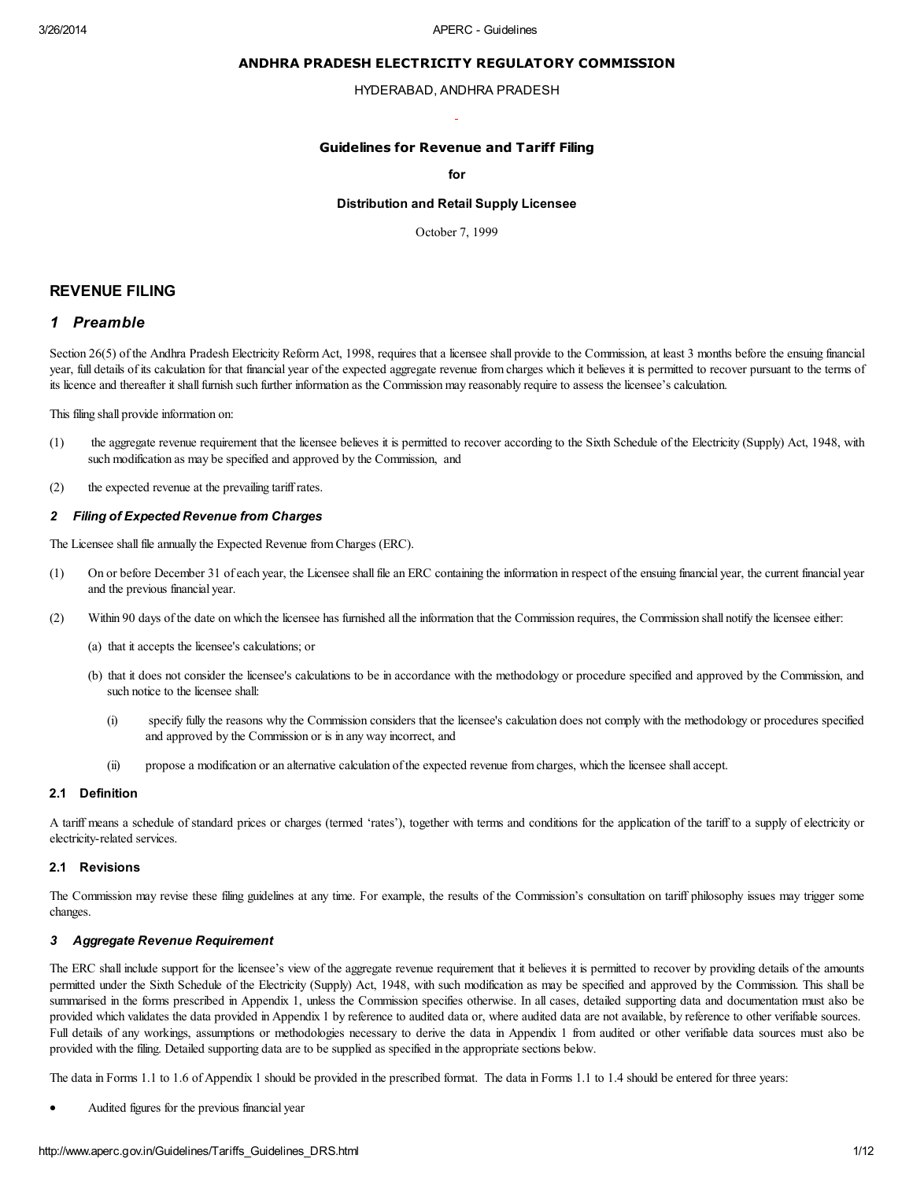# ANDHRA PRADESH ELECTRICITY REGULATORY COMMISSION

HYDERABAD, ANDHRA PRADESH

## Guidelines for Revenue and Tariff Filing

**for**

**Distribution and Retail Supply Licensee**

October 7, 1999

## REVENUE FILING

### *1 Preamble*

Section 26(5) of the Andhra Pradesh Electricity Reform Act, 1998, requires that a licensee shall provide to the Commission, at least 3 months before the ensuing financial year, full details of its calculation for that financial year of the expected aggregate revenue from charges which it believes it is permitted to recover pursuant to the terms of its licence and thereafter it shall furnish such further information as the Commission may reasonably require to assess the licensee's calculation.

This filing shall provide information on:

(1) the aggregate revenue requirement that the licensee believes it is permitted to recover according to the Sixth Schedule of the Electricity (Supply) Act, 1948, with such modification as may be specified and approved by the Commission, and

(2) the expected revenue at the prevailing tariff rates.

#### *2 Filing of Expected Revenue from Charges*

The Licensee shall file annually the Expected Revenue from Charges (ERC).

(1) On or before December 31 of each year, the Licensee shall file an ERC containing the information in respect of the ensuing financial year, the current financial year and the previous financial year.

(2) Within 90 days of the date on which the licensee has furnished all the information that the Commission requires, the Commission shall notify the licensee either:

- (a) that it accepts the licensee's calculations; or
- (b) that it does not consider the licensee's calculations to be in accordance with the methodology or procedure specified and approved by the Commission, and such notice to the licensee shall:
  - (i) specify fully the reasons why the Commission considers that the licensee's calculation does not comply with the methodology or procedures specified and approved by the Commission or is in any way incorrect, and
  - (ii) propose a modification or an alternative calculation of the expected revenue from charges, which the licensee shall accept.

#### 2.1 Definition

A tariff means a schedule of standard prices or charges (termed 'rates'), together with terms and conditions for the application of the tariff to a supply of electricity or electricity-related services.

#### 2.1 Revisions

The Commission may revise these filing guidelines at any time. For example, the results of the Commission's consultation on tariff philosophy issues may trigger some changes.

#### *3 Aggregate Revenue Requirement*

The ERC shall include support for the licensee's view of the aggregate revenue requirement that it believes it is permitted to recover by providing details of the amounts permitted under the Sixth Schedule of the Electricity (Supply) Act, 1948, with such modification as may be specified and approved by the Commission. This shall be summarised in the forms prescribed in Appendix 1, unless the Commission specifies otherwise. In all cases, detailed supporting data and documentation must also be provided which validates the data provided in Appendix 1 by reference to audited data or, where audited data are not available, by reference to other verifiable sources. Full details of any workings, assumptions or methodologies necessary to derive the data in Appendix 1 from audited or other verifiable data sources must also be provided with the filing. Detailed supporting data are to be supplied as specified in the appropriate sections below.

The data in Forms 1.1 to 1.6 of Appendix 1 should be provided in the prescribed format. The data in Forms 1.1 to 1.4 should be entered for three years:

- Audited figures for the previous financial year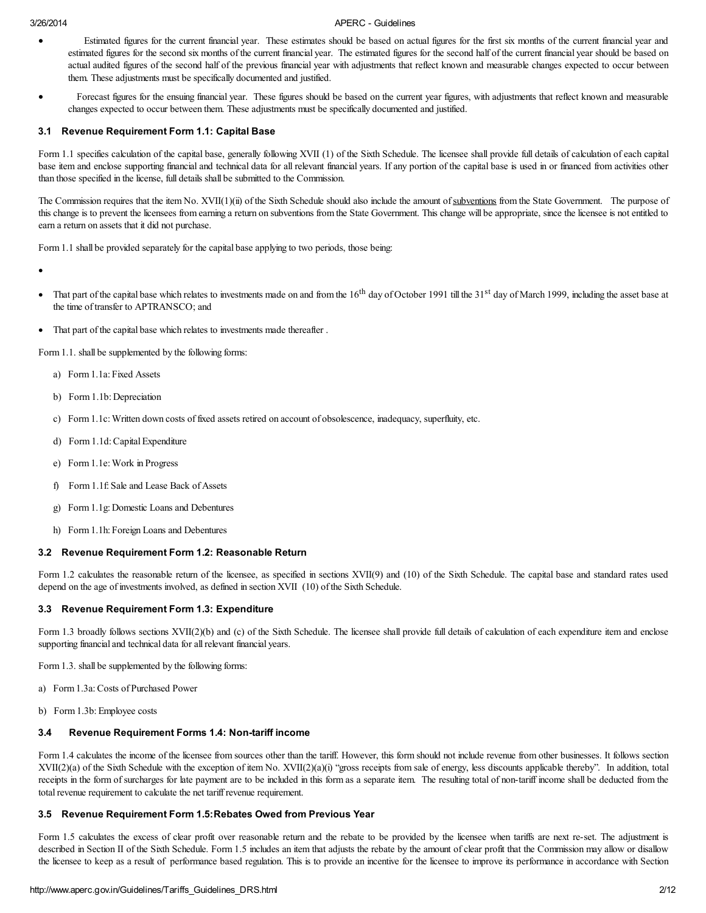- Estimated figures for the current financial year. These estimates should be based on actual figures for the first six months of the current financial year and estimated figures for the second six months of the current financial year. The estimated figures for the second half of the current financial year should be based on actual audited figures of the second half of the previous financial year with adjustments that reflect known and measurable changes expected to occur between them. These adjustments must be specifically documented and justified.

- Forecast figures for the ensuing financial year. These figures should be based on the current year figures, with adjustments that reflect known and measurable changes expected to occur between them. These adjustments must be specifically documented and justified.

### 3.1 Revenue Requirement Form 1.1: Capital Base

Form 1.1 specifies calculation of the capital base, generally following XVII (1) of the Sixth Schedule. The licensee shall provide full details of calculation of each capital base item and enclose supporting financial and technical data for all relevant financial years. If any portion of the capital base is used in or financed from activities other than those specified in the license, full details shall be submitted to the Commission.

The Commission requires that the item No. XVII(1)(ii) of the Sixth Schedule should also include the amount of subventions from the State Government. The purpose of this change is to prevent the licensees from earning a return on subventions from the State Government. This change will be appropriate, since the licensee is not entitled to earn a return on assets that it did not purchase.

Form 1.1 shall be provided separately for the capital base applying to two periods, those being:

- That part of the capital base which relates to investments made on and from the 16th day of October 1991 till the 31st day of March 1999, including the asset base at the time of transfer to APTRANSCO; and

- That part of the capital base which relates to investments made thereafter .

Form 1.1. shall be supplemented by the following forms:

a) Form 1.1a: Fixed Assets

b) Form 1.1b: Depreciation

c) Form 1.1c: Written down costs of fixed assets retired on account of obsolescence, inadequacy, superfluity, etc.

d) Form 1.1d: Capital Expenditure

e) Form 1.1e: Work in Progress

f) Form 1.1f: Sale and Lease Back of Assets

g) Form 1.1g: Domestic Loans and Debentures

h) Form 1.1h: Foreign Loans and Debentures

### 3.2 Revenue Requirement Form 1.2: Reasonable Return

Form 1.2 calculates the reasonable return of the licensee, as specified in sections XVII(9) and (10) of the Sixth Schedule. The capital base and standard rates used depend on the age of investments involved, as defined in section XVII (10) of the Sixth Schedule.

### 3.3 Revenue Requirement Form 1.3: Expenditure

Form 1.3 broadly follows sections XVII(2)(b) and (c) of the Sixth Schedule. The licensee shall provide full details of calculation of each expenditure item and enclose supporting financial and technical data for all relevant financial years.

Form 1.3. shall be supplemented by the following forms:

a) Form 1.3a: Costs of Purchased Power

b) Form 1.3b: Employee costs

### 3.4 Revenue Requirement Forms 1.4: Non-tariff income

Form 1.4 calculates the income of the licensee from sources other than the tariff. However, this form should not include revenue from other businesses. It follows section XVII(2)(a) of the Sixth Schedule with the exception of item No. XVII(2)(a)(i) "gross receipts from sale of energy, less discounts applicable thereby". In addition, total receipts in the form of surcharges for late payment are to be included in this form as a separate item. The resulting total of non-tariff income shall be deducted from the total revenue requirement to calculate the net tariff revenue requirement.

### 3.5 Revenue Requirement Form 1.5: Rebates Owed from Previous Year

Form 1.5 calculates the excess of clear profit over reasonable return and the rebate to be provided by the licensee when tariffs are next re-set. The adjustment is described in Section II of the Sixth Schedule. Form 1.5 includes an item that adjusts the rebate by the amount of clear profit that the Commission may allow or disallow the licensee to keep as a result of performance based regulation. This is to provide an incentive for the licensee to improve its performance in accordance with Section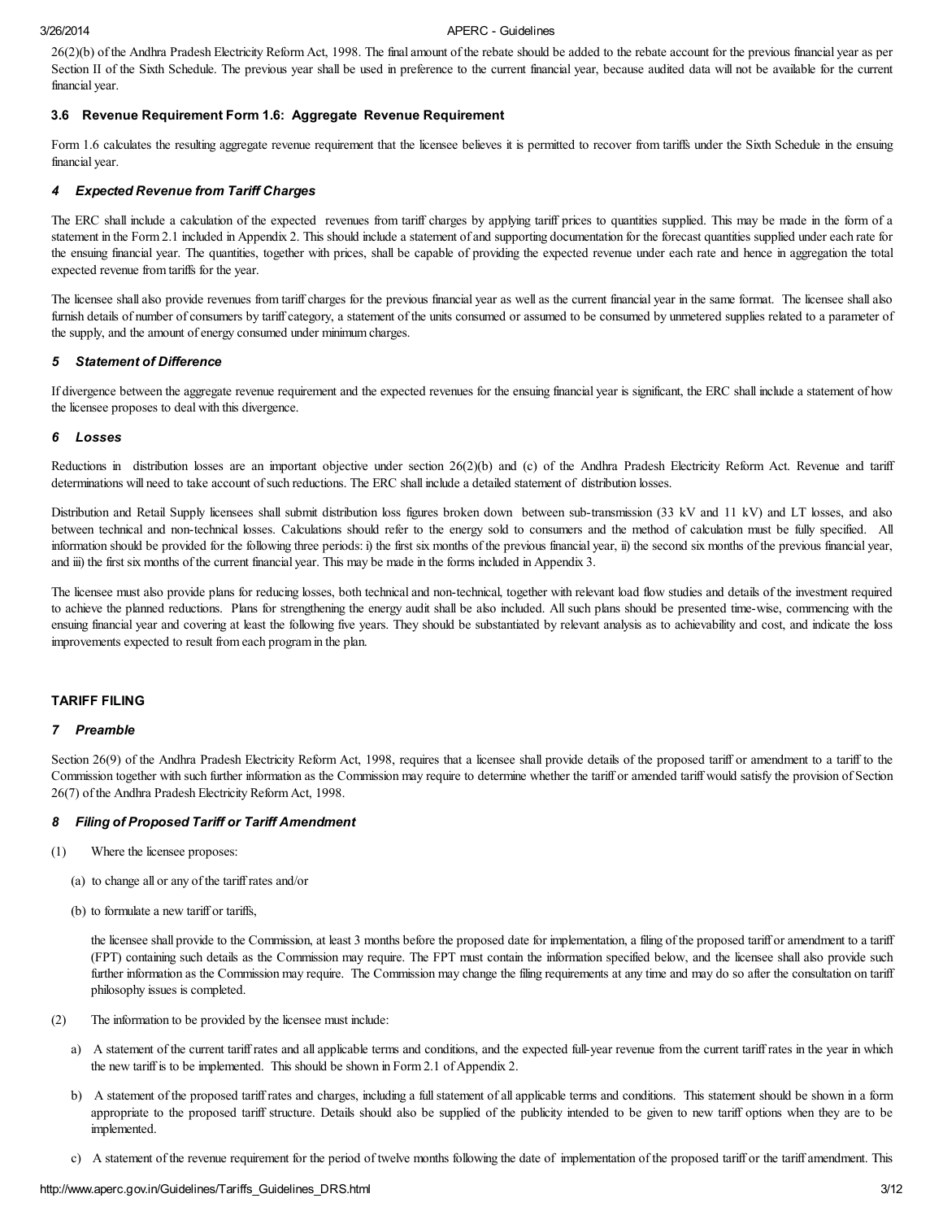26(2)(b) of the Andhra Pradesh Electricity Reform Act, 1998. The final amount of the rebate should be added to the rebate account for the previous financial year as per Section II of the Sixth Schedule. The previous year shall be used in preference to the current financial year, because audited data will not be available for the current financial year.

### 3.6 Revenue Requirement Form 1.6: Aggregate Revenue Requirement

Form 1.6 calculates the resulting aggregate revenue requirement that the licensee believes it is permitted to recover from tariffs under the Sixth Schedule in the ensuing financial year.

### *4 Expected Revenue from Tariff Charges*

The ERC shall include a calculation of the expected revenues from tariff charges by applying tariff prices to quantities supplied. This may be made in the form of a statement in the Form 2.1 included in Appendix 2. This should include a statement of and supporting documentation for the forecast quantities supplied under each rate for the ensuing financial year. The quantities, together with prices, shall be capable of providing the expected revenue under each rate and hence in aggregation the total expected revenue from tariffs for the year.

The licensee shall also provide revenues from tariff charges for the previous financial year as well as the current financial year in the same format. The licensee shall also furnish details of number of consumers by tariff category, a statement of the units consumed or assumed to be consumed by unmetered supplies related to a parameter of the supply, and the amount of energy consumed under minimum charges.

### *5 Statement of Difference*

If divergence between the aggregate revenue requirement and the expected revenues for the ensuing financial year is significant, the ERC shall include a statement of how the licensee proposes to deal with this divergence.

### *6 Losses*

Reductions in distribution losses are an important objective under section 26(2)(b) and (c) of the Andhra Pradesh Electricity Reform Act. Revenue and tariff determinations will need to take account of such reductions. The ERC shall include a detailed statement of distribution losses.

Distribution and Retail Supply licensees shall submit distribution loss figures broken down between sub-transmission (33 kV and 11 kV) and LT losses, and also between technical and non-technical losses. Calculations should refer to the energy sold to consumers and the method of calculation must be fully specified. All information should be provided for the following three periods: i) the first six months of the previous financial year, ii) the second six months of the previous financial year, and iii) the first six months of the current financial year. This may be made in the forms included in Appendix 3.

The licensee must also provide plans for reducing losses, both technical and non-technical, together with relevant load flow studies and details of the investment required to achieve the planned reductions. Plans for strengthening the energy audit shall be also included. All such plans should be presented time-wise, commencing with the ensuing financial year and covering at least the following five years. They should be substantiated by relevant analysis as to achievability and cost, and indicate the loss improvements expected to result from each program in the plan.

## TARIFF FILING

### *7 Preamble*

Section 26(9) of the Andhra Pradesh Electricity Reform Act, 1998, requires that a licensee shall provide details of the proposed tariff or amendment to a tariff to the Commission together with such further information as the Commission may require to determine whether the tariff or amended tariff would satisfy the provision of Section 26(7) of the Andhra Pradesh Electricity Reform Act, 1998.

### *8 Filing of Proposed Tariff or Tariff Amendment*

(1) Where the licensee proposes:

(a) to change all or any of the tariff rates and/or

(b) to formulate a new tariff or tariffs,

the licensee shall provide to the Commission, at least 3 months before the proposed date for implementation, a filing of the proposed tariff or amendment to a tariff (FPT) containing such details as the Commission may require. The FPT must contain the information specified below, and the licensee shall also provide such further information as the Commission may require. The Commission may change the filing requirements at any time and may do so after the consultation on tariff philosophy issues is completed.

(2) The information to be provided by the licensee must include:

a) A statement of the current tariff rates and all applicable terms and conditions, and the expected full-year revenue from the current tariff rates in the year in which the new tariff is to be implemented. This should be shown in Form 2.1 of Appendix 2.

b) A statement of the proposed tariff rates and charges, including a full statement of all applicable terms and conditions. This statement should be shown in a form appropriate to the proposed tariff structure. Details should also be supplied of the publicity intended to be given to new tariff options when they are to be implemented.

c) A statement of the revenue requirement for the period of twelve months following the date of implementation of the proposed tariff or the tariff amendment. This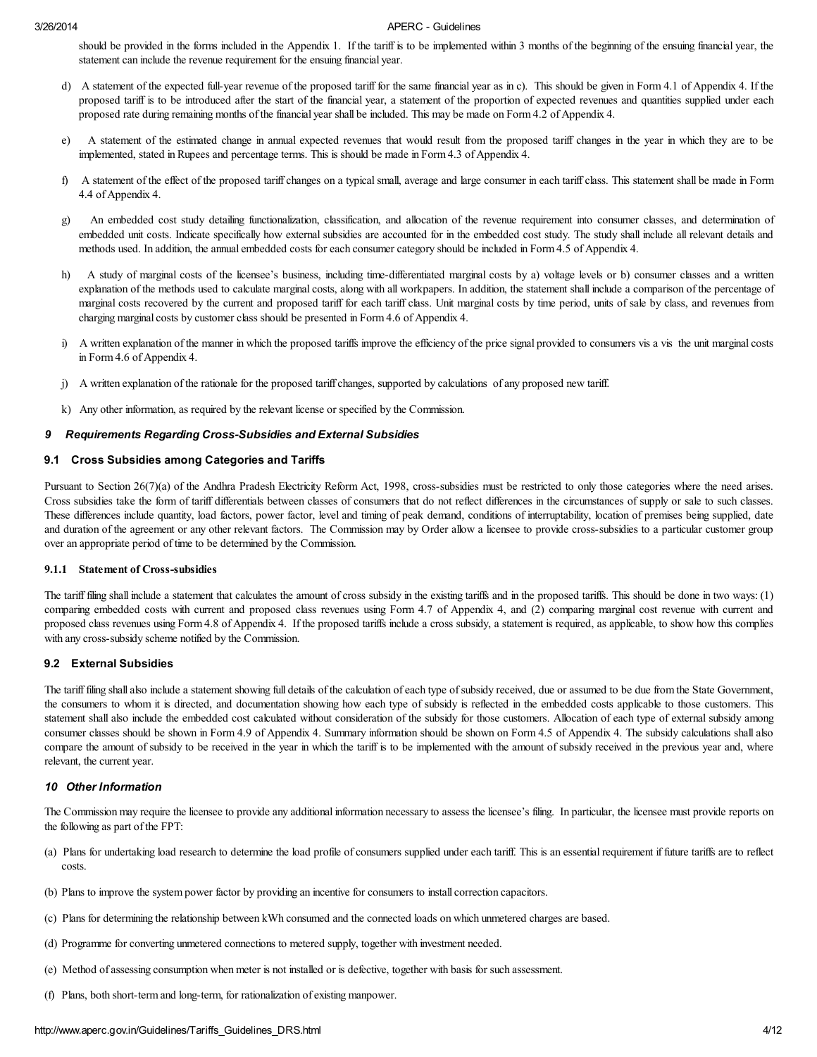should be provided in the forms included in the Appendix 1. If the tariff is to be implemented within 3 months of the beginning of the ensuing financial year, the statement can include the revenue requirement for the ensuing financial year.

d) A statement of the expected full-year revenue of the proposed tariff for the same financial year as in c). This should be given in Form 4.1 of Appendix 4. If the proposed tariff is to be introduced after the start of the financial year, a statement of the proportion of expected revenues and quantities supplied under each proposed rate during remaining months of the financial year shall be included. This may be made on Form 4.2 of Appendix 4.

e) A statement of the estimated change in annual expected revenues that would result from the proposed tariff changes in the year in which they are to be implemented, stated in Rupees and percentage terms. This is should be made in Form 4.3 of Appendix 4.

f) A statement of the effect of the proposed tariff changes on a typical small, average and large consumer in each tariff class. This statement shall be made in Form 4.4 of Appendix 4.

g) An embedded cost study detailing functionalization, classification, and allocation of the revenue requirement into consumer classes, and determination of embedded unit costs. Indicate specifically how external subsidies are accounted for in the embedded cost study. The study shall include all relevant details and methods used. In addition, the annual embedded costs for each consumer category should be included in Form 4.5 of Appendix 4.

h) A study of marginal costs of the licensee's business, including time-differentiated marginal costs by a) voltage levels or b) consumer classes and a written explanation of the methods used to calculate marginal costs, along with all workpapers. In addition, the statement shall include a comparison of the percentage of marginal costs recovered by the current and proposed tariff for each tariff class. Unit marginal costs by time period, units of sale by class, and revenues from charging marginal costs by customer class should be presented in Form 4.6 of Appendix 4.

i) A written explanation of the manner in which the proposed tariffs improve the efficiency of the price signal provided to consumers vis a vis the unit marginal costs in Form 4.6 of Appendix 4.

j) A written explanation of the rationale for the proposed tariff changes, supported by calculations of any proposed new tariff.

k) Any other information, as required by the relevant license or specified by the Commission.

### *9 Requirements Regarding Cross-Subsidies and External Subsidies*

#### 9.1 Cross Subsidies among Categories and Tariffs

Pursuant to Section 26(7)(a) of the Andhra Pradesh Electricity Reform Act, 1998, cross-subsidies must be restricted to only those categories where the need arises. Cross subsidies take the form of tariff differentials between classes of consumers that do not reflect differences in the circumstances of supply or sale to such classes. These differences include quantity, load factors, power factor, level and timing of peak demand, conditions of interruptability, location of premises being supplied, date and duration of the agreement or any other relevant factors. The Commission may by Order allow a licensee to provide cross-subsidies to a particular customer group over an appropriate period of time to be determined by the Commission.

##### 9.1.1 Statement of Cross-subsidies

The tariff filing shall include a statement that calculates the amount of cross subsidy in the existing tariffs and in the proposed tariffs. This should be done in two ways: (1) comparing embedded costs with current and proposed class revenues using Form 4.7 of Appendix 4, and (2) comparing marginal cost revenue with current and proposed class revenues using Form 4.8 of Appendix 4. If the proposed tariffs include a cross subsidy, a statement is required, as applicable, to show how this complies with any cross-subsidy scheme notified by the Commission.

#### 9.2 External Subsidies

The tariff filing shall also include a statement showing full details of the calculation of each type of subsidy received, due or assumed to be due from the State Government, the consumers to whom it is directed, and documentation showing how each type of subsidy is reflected in the embedded costs applicable to those customers. This statement shall also include the embedded cost calculated without consideration of the subsidy for those customers. Allocation of each type of external subsidy among consumer classes should be shown in Form 4.9 of Appendix 4. Summary information should be shown on Form 4.5 of Appendix 4. The subsidy calculations shall also compare the amount of subsidy to be received in the year in which the tariff is to be implemented with the amount of subsidy received in the previous year and, where relevant, the current year.

### *10 Other Information*

The Commission may require the licensee to provide any additional information necessary to assess the licensee's filing. In particular, the licensee must provide reports on the following as part of the FPT:

(a) Plans for undertaking load research to determine the load profile of consumers supplied under each tariff. This is an essential requirement if future tariffs are to reflect costs.

(b) Plans to improve the system power factor by providing an incentive for consumers to install correction capacitors.

(c) Plans for determining the relationship between kWh consumed and the connected loads on which unmetered charges are based.

(d) Programme for converting unmetered connections to metered supply, together with investment needed.

(e) Method of assessing consumption when meter is not installed or is defective, together with basis for such assessment.

(f) Plans, both short-term and long-term, for rationalization of existing manpower.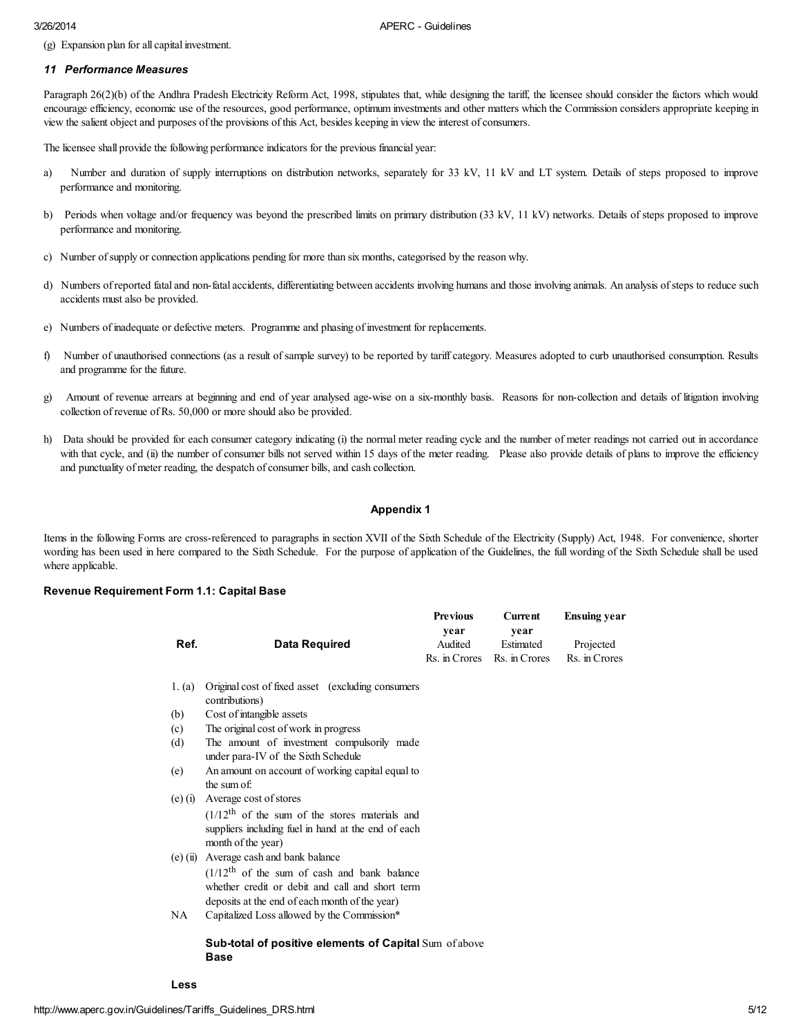(g) Expansion plan for all capital investment.

### *11 Performance Measures*

Paragraph 26(2)(b) of the Andhra Pradesh Electricity Reform Act, 1998, stipulates that, while designing the tariff, the licensee should consider the factors which would encourage efficiency, economic use of the resources, good performance, optimum investments and other matters which the Commission considers appropriate keeping in view the salient object and purposes of the provisions of this Act, besides keeping in view the interest of consumers.

The licensee shall provide the following performance indicators for the previous financial year:

a) Number and duration of supply interruptions on distribution networks, separately for 33 kV, 11 kV and LT system. Details of steps proposed to improve performance and monitoring.

b) Periods when voltage and/or frequency was beyond the prescribed limits on primary distribution (33 kV, 11 kV) networks. Details of steps proposed to improve performance and monitoring.

c) Number of supply or connection applications pending for more than six months, categorised by the reason why.

d) Numbers of reported fatal and non-fatal accidents, differentiating between accidents involving humans and those involving animals. An analysis of steps to reduce such accidents must also be provided.

e) Numbers of inadequate or defective meters. Programme and phasing of investment for replacements.

f) Number of unauthorised connections (as a result of sample survey) to be reported by tariff category. Measures adopted to curb unauthorised consumption. Results and programme for the future.

g) Amount of revenue arrears at beginning and end of year analysed age-wise on a six-monthly basis. Reasons for non-collection and details of litigation involving collection of revenue of Rs. 50,000 or more should also be provided.

h) Data should be provided for each consumer category indicating (i) the normal meter reading cycle and the number of meter readings not carried out in accordance with that cycle, and (ii) the number of consumer bills not served within 15 days of the meter reading. Please also provide details of plans to improve the efficiency and punctuality of meter reading, the despatch of consumer bills, and cash collection.

## Appendix 1

Items in the following Forms are cross-referenced to paragraphs in section XVII of the Sixth Schedule of the Electricity (Supply) Act, 1948. For convenience, shorter wording has been used in here compared to the Sixth Schedule. For the purpose of application of the Guidelines, the full wording of the Sixth Schedule shall be used where applicable.

### Revenue Requirement Form 1.1: Capital Base

| Ref. | Data Required | Previous year Audited Rs. in Crores | Current year Estimated Rs. in Crores | Ensuing year Projected Rs. in Crores |
|---|---|---|---|---|
| 1. (a) | Original cost of fixed asset (excluding consumers contributions) | | | |
| (b) | Cost of intangible assets | | | |
| (c) | The original cost of work in progress | | | |
| (d) | The amount of investment compulsorily made under para-IV of the Sixth Schedule | | | |
| (e) | An amount on account of working capital equal to the sum of: | | | |
| (e) (i) | Average cost of stores ($1/12^{th}$ of the sum of the stores materials and suppliers including fuel in hand at the end of each month of the year) | | | |
| (e) (ii) | Average cash and bank balance ($1/12^{th}$ of the sum of cash and bank balance whether credit or debit and call and short term deposits at the end of each month of the year) | | | |
| NA | Capitalized Loss allowed by the Commission* | | | |
| | **Sub-total of positive elements of Capital Base** | Sum of above | | |

**Less**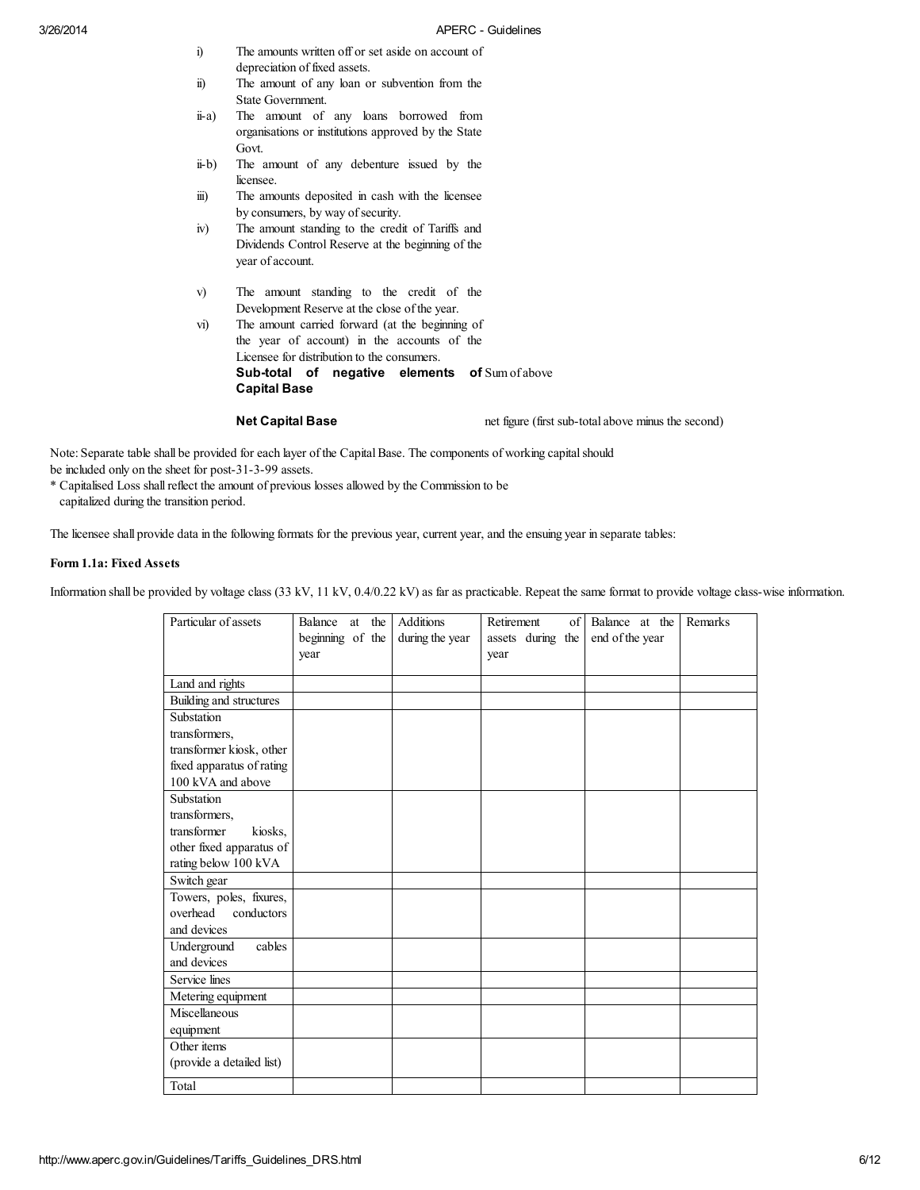| | | |
|---|---|---|
| i) | The amounts written off or set aside on account of depreciation of fixed assets. | |
| ii) | The amount of any loan or subvention from the State Government. | |
| ii-a) | The amount of any loans borrowed from organisations or institutions approved by the State Govt. | |
| ii-b) | The amount of any debenture issued by the licensee. | |
| iii) | The amounts deposited in cash with the licensee by consumers, by way of security. | |
| iv) | The amount standing to the credit of Tariffs and Dividends Control Reserve at the beginning of the year of account. | |
| v) | The amount standing to the credit of the Development Reserve at the close of the year. | |
| vi) | The amount carried forward (at the beginning of the year of account) in the accounts of the Licensee for distribution to the consumers. | |
| | **Sub-total of negative elements of Capital Base** | Sum of above |
| | **Net Capital Base** | net figure (first sub-total above minus the second) |

Note: Separate table shall be provided for each layer of the Capital Base. The components of working capital should be included only on the sheet for post-31-3-99 assets.

* Capitalised Loss shall reflect the amount of previous losses allowed by the Commission to be capitalized during the transition period.

The licensee shall provide data in the following formats for the previous year, current year, and the ensuing year in separate tables:

**Form 1.1a: Fixed Assets**

Information shall be provided by voltage class (33 kV, 11 kV, 0.4/0.22 kV) as far as practicable. Repeat the same format to provide voltage class-wise information.

| Particular of assets | Balance at the beginning of the year | Additions during the year | Retirement of assets during the year | Balance at the end of the year | Remarks |
|---|---|---|---|---|---|
| Land and rights | | | | | |
| Building and structures | | | | | |
| Substation transformers, transformer kiosk, other fixed apparatus of rating 100 kVA and above | | | | | |
| Substation transformers, transformer kiosks, other fixed apparatus of rating below 100 kVA | | | | | |
| Switch gear | | | | | |
| Towers, poles, fixures, overhead conductors and devices | | | | | |
| Underground cables and devices | | | | | |
| Service lines | | | | | |
| Metering equipment | | | | | |
| Miscellaneous equipment | | | | | |
| Other items (provide a detailed list) | | | | | |
| Total | | | | | |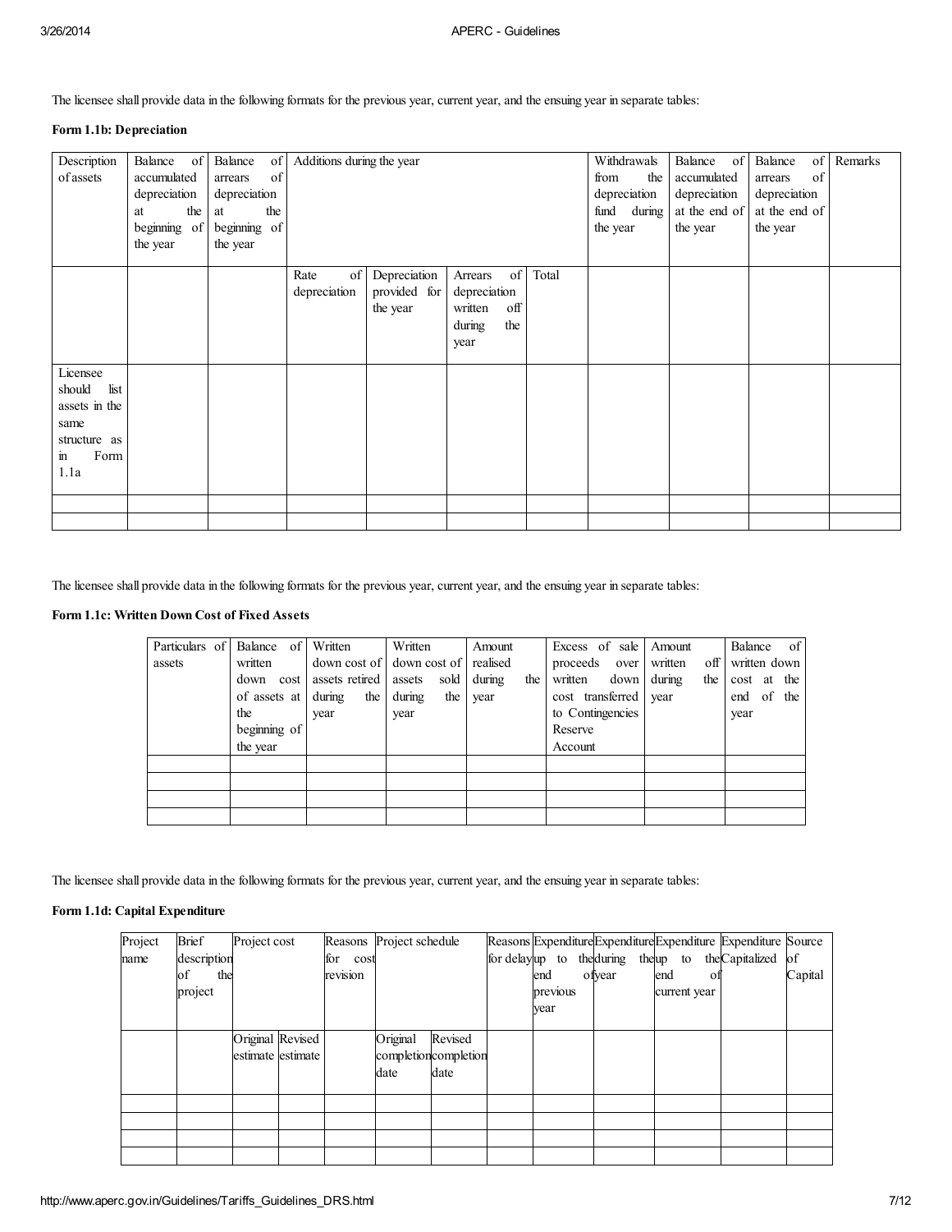The licensee shall provide data in the following formats for the previous year, current year, and the ensuing year in separate tables:

**Form 1.1b: Depreciation**

| Description of assets | Balance of accumulated depreciation at the beginning of the year | Balance of arrears of depreciation at the beginning of the year | Additions during the year | | | | Withdrawals from the depreciation fund during the year | Balance of accumulated depreciation at the end of the year | Balance of arrears of depreciation at the end of the year | Remarks |
|---|---|---|---|---|---|---|---|---|---|---|
| | | | Rate of depreciation | Depreciation provided for the year | Arrears of depreciation written off during the year | Total | | | | |
| Licensee should list assets in the same structure as in Form 1.1a | | | | | | | | | | |
| | | | | | | | | | | |
| | | | | | | | | | | |

The licensee shall provide data in the following formats for the previous year, current year, and the ensuing year in separate tables:

**Form 1.1c: Written Down Cost of Fixed Assets**

| Particulars of assets | Balance of written down cost of assets at the beginning of the year | Written down cost of assets retired during the year | Written down cost of assets sold during the year | Amount realised during the year | Excess of sale proceeds over written down cost transferred to Contingencies Reserve Account | Amount written off during the year | Balance of written down cost at the end of the year |
|---|---|---|---|---|---|---|---|
| | | | | | | | |
| | | | | | | | |
| | | | | | | | |
| | | | | | | | |

The licensee shall provide data in the following formats for the previous year, current year, and the ensuing year in separate tables:

**Form 1.1d: Capital Expenditure**

| Project name | Brief description of the project | Project cost | | Reasons for cost revision | Project schedule | | Reasons for delay | Expenditure up to the end of previous year | Expenditure during the year | Expenditure up to the end of current year | Expenditure Capitalized | Source of Capital |
|---|---|---|---|---|---|---|---|---|---|---|---|---|
| | | Original estimate | Revised estimate | | Original completion date | Revised completion date | | | | | | |
| | | | | | | | | | | | | |
| | | | | | | | | | | | | |
| | | | | | | | | | | | | |
| | | | | | | | | | | | | |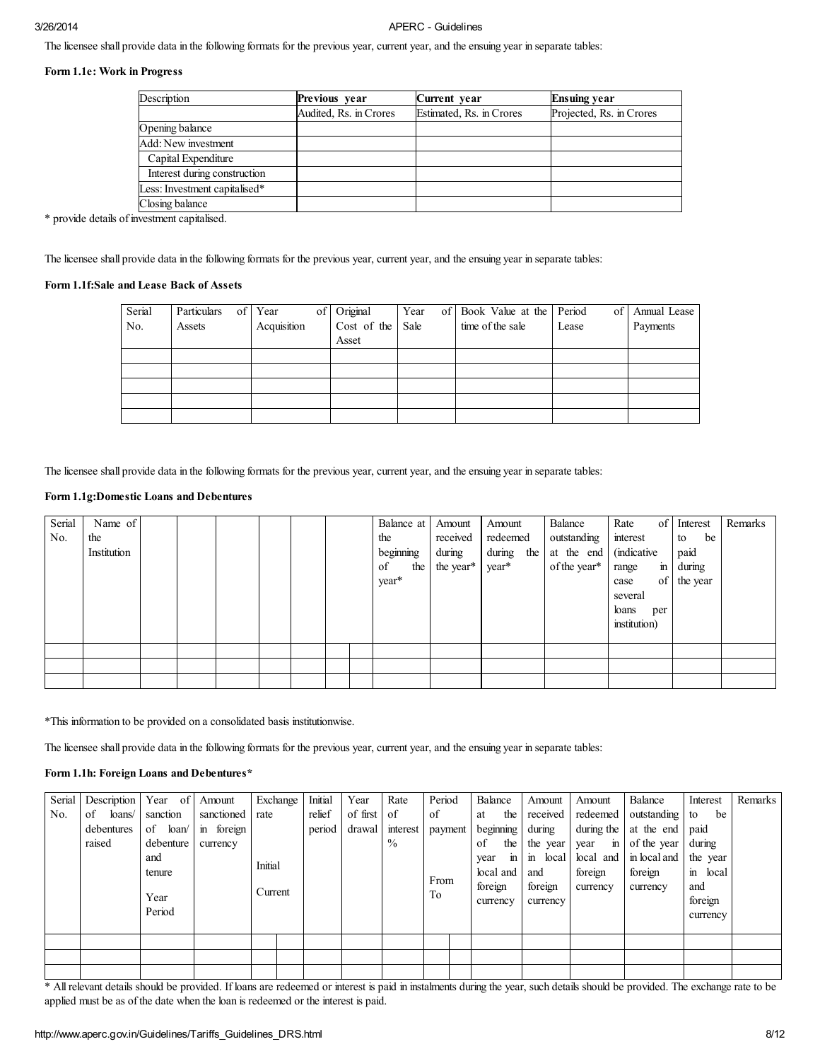The licensee shall provide data in the following formats for the previous year, current year, and the ensuing year in separate tables:

**Form 1.1e: Work in Progress**

| Description | Previous year | Current year | Ensuing year |
|---|---|---|---|
| | Audited, Rs. in Crores | Estimated, Rs. in Crores | Projected, Rs. in Crores |
| Opening balance | | | |
| Add: New investment | | | |
| Capital Expenditure | | | |
| Interest during construction | | | |
| Less: Investment capitalised* | | | |
| Closing balance | | | |

* provide details of investment capitalised.

The licensee shall provide data in the following formats for the previous year, current year, and the ensuing year in separate tables:

**Form 1.1f:Sale and Lease Back of Assets**

| Serial No. | Particulars of Assets | Year of Acquisition | Original Cost of the Asset | Year of Sale | Book Value at the time of the sale | Period of Lease | Annual Lease Payments |
|---|---|---|---|---|---|---|---|
| | | | | | | | |
| | | | | | | | |
| | | | | | | | |
| | | | | | | | |
| | | | | | | | |

The licensee shall provide data in the following formats for the previous year, current year, and the ensuing year in separate tables:

**Form 1.1g:Domestic Loans and Debentures**

| Serial No. | Name of the Institution | | | | | | | | Balance at the beginning of the year* | Amount received during the year* | Amount redeemed during the year* | Balance outstanding at the end of the year* | Rate of interest (indicative range in case of several loans per institution) | Interest to be paid during the year | Remarks |
|---|---|---|---|---|---|---|---|---|---|---|---|---|---|---|---|
| | | | | | | | | | | | | | | | |
| | | | | | | | | | | | | | | | |
| | | | | | | | | | | | | | | | |

*This information to be provided on a consolidated basis institutionwise.

The licensee shall provide data in the following formats for the previous year, current year, and the ensuing year in separate tables:

**Form 1.1h: Foreign Loans and Debentures***

| Serial No. | Description of loans/ debentures raised | Year of sanction of loan/ debenture and tenure Year Period | Amount sanctioned in foreign currency | Exchange rate | | Initial relief period | Year of first drawal | Rate of interest % | Period of payment | | Balance at the beginning of the year in local and foreign currency | Amount received during the year in local and foreign currency | Amount redeemed during the year in local and foreign currency | Balance outstanding at the end of the year in local and foreign currency | Interest to be paid during the year in local and foreign currency | Remarks |
|---|---|---|---|---|---|---|---|---|---|---|---|---|---|---|---|---|
| | | | | Initial | Current | | | | From | To | | | | | | |
| | | | | | | | | | | | | | | | | |
| | | | | | | | | | | | | | | | | |
| | | | | | | | | | | | | | | | | |

* All relevant details should be provided. If loans are redeemed or interest is paid in instalments during the year, such details should be provided. The exchange rate to be applied must be as of the date when the loan is redeemed or the interest is paid.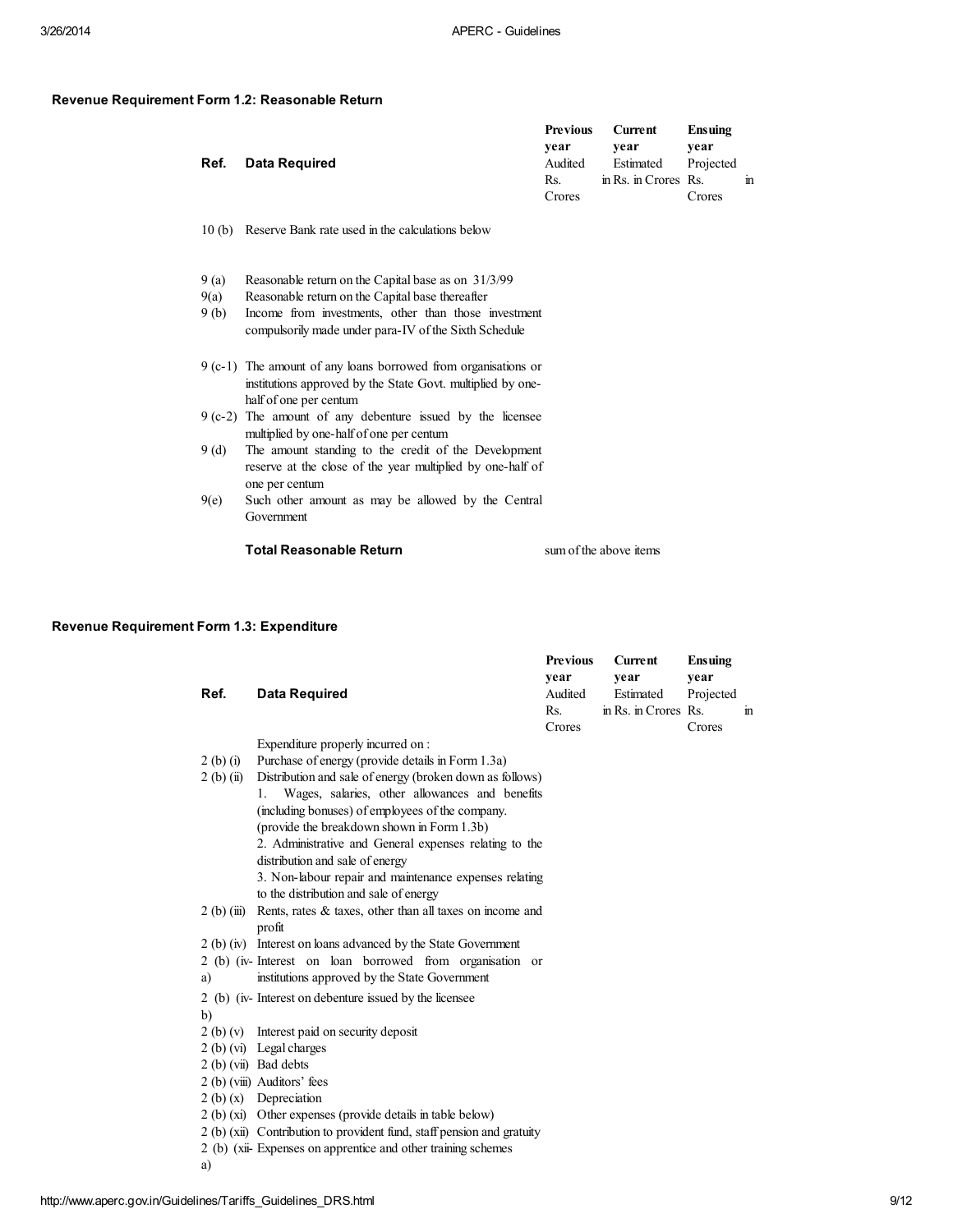### Revenue Requirement Form 1.2: Reasonable Return

| Ref. | Data Required | Previous year Audited Rs. Crores | Current year Estimated in Rs. in Crores | Ensuing year Projected Rs. in Crores |
|---|---|---|---|---|
| 10 (b) | Reserve Bank rate used in the calculations below | | | |
| 9 (a) | Reasonable return on the Capital base as on 31/3/99 | | | |
| 9(a) | Reasonable return on the Capital base thereafter | | | |
| 9 (b) | Income from investments, other than those investment compulsorily made under para-IV of the Sixth Schedule | | | |
| 9 (c-1) | The amount of any loans borrowed from organisations or institutions approved by the State Govt. multiplied by one-half of one per centum | | | |
| 9 (c-2) | The amount of any debenture issued by the licensee multiplied by one-half of one per centum | | | |
| 9 (d) | The amount standing to the credit of the Development reserve at the close of the year multiplied by one-half of one per centum | | | |
| 9(e) | Such other amount as may be allowed by the Central Government | | | |
| | **Total Reasonable Return** | sum of the above items | | |

### Revenue Requirement Form 1.3: Expenditure

| Ref. | Data Required | Previous year Audited Rs. Crores | Current year Estimated in Rs. in Crores | Ensuing year Projected Rs. in Crores |
|---|---|---|---|---|
| | Expenditure properly incurred on : | | | |
| 2 (b) (i) | Purchase of energy (provide details in Form 1.3a) | | | |
| 2 (b) (ii) | Distribution and sale of energy (broken down as follows)<br>1. Wages, salaries, other allowances and benefits (including bonuses) of employees of the company. (provide the breakdown shown in Form 1.3b)<br>2. Administrative and General expenses relating to the distribution and sale of energy<br>3. Non-labour repair and maintenance expenses relating to the distribution and sale of energy | | | |
| 2 (b) (iii) | Rents, rates & taxes, other than all taxes on income and profit | | | |
| 2 (b) (iv) | Interest on loans advanced by the State Government | | | |
| 2 (b) (iv-a) | Interest on loan borrowed from organisation or institutions approved by the State Government | | | |
| 2 (b) (iv-b) | Interest on debenture issued by the licensee | | | |
| 2 (b) (v) | Interest paid on security deposit | | | |
| 2 (b) (vi) | Legal charges | | | |
| 2 (b) (vii) | Bad debts | | | |
| 2 (b) (viii) | Auditors' fees | | | |
| 2 (b) (x) | Depreciation | | | |
| 2 (b) (xi) | Other expenses (provide details in table below) | | | |
| 2 (b) (xii) | Contribution to provident fund, staff pension and gratuity | | | |
| 2 (b) (xii-a) | Expenses on apprentice and other training schemes | | | |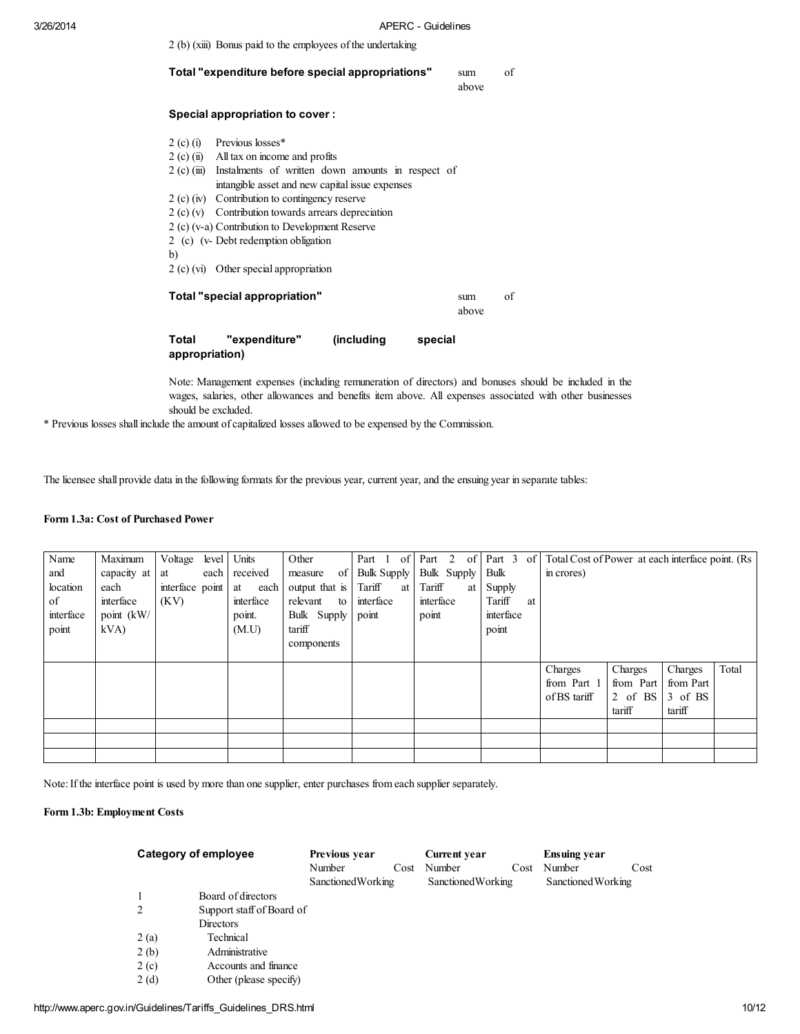2 (b) (xiii) Bonus paid to the employees of the undertaking

| | |
|---|---|
| **Total "expenditure before special appropriations"** | sum of above |

**Special appropriation to cover :**

2 (c) (i) Previous losses*
2 (c) (ii) All tax on income and profits
2 (c) (iii) Instalments of written down amounts in respect of intangible asset and new capital issue expenses
2 (c) (iv) Contribution to contingency reserve
2 (c) (v) Contribution towards arrears depreciation
2 (c) (v-a) Contribution to Development Reserve
2 (c) (v-b) Debt redemption obligation
2 (c) (vi) Other special appropriation

| | |
|---|---|
| **Total "special appropriation"** | sum of above |
| **Total "expenditure" (including special appropriation)** | |

Note: Management expenses (including remuneration of directors) and bonuses should be included in the wages, salaries, other allowances and benefits item above. All expenses associated with other businesses should be excluded.

* Previous losses shall include the amount of capitalized losses allowed to be expensed by the Commission.

The licensee shall provide data in the following formats for the previous year, current year, and the ensuing year in separate tables:

#### Form 1.3a: Cost of Purchased Power

| Name and location of interface point | Maximum capacity at each interface point (kW/ kVA) | Voltage level at each interface point (KV) | Units received at each interface point. (M.U) | Other measure of output that is relevant to Bulk Supply tariff components | Part 1 of Bulk Supply Tariff at interface point | Part 2 of Bulk Supply Tariff at interface point | Part 3 of Bulk Supply Tariff at interface point | Total Cost of Power at each interface point. (Rs in crores) | | | |
|---|---|---|---|---|---|---|---|---|---|---|---|
| | | | | | | | | Charges from Part 1 of BS tariff | Charges from Part 2 of BS tariff | Charges from Part 3 of BS tariff | Total |
| | | | | | | | | | | | |
| | | | | | | | | | | | |
| | | | | | | | | | | | |

Note: If the interface point is used by more than one supplier, enter purchases from each supplier separately.

#### Form 1.3b: Employment Costs

| | Category of employee | Previous year | | | Current year | | | Ensuing year | | |
|---|---|---|---|---|---|---|---|---|---|---|
| | | Number | | Cost | Number | | Cost | Number | | Cost |
| | | Sanctioned | Working | | Sanctioned | Working | | Sanctioned | Working | |
| 1 | Board of directors | | | | | | | | | |
| 2 | Support staff of Board of Directors | | | | | | | | | |
| 2 (a) | Technical | | | | | | | | | |
| 2 (b) | Administrative | | | | | | | | | |
| 2 (c) | Accounts and finance | | | | | | | | | |
| 2 (d) | Other (please specify) | | | | | | | | | |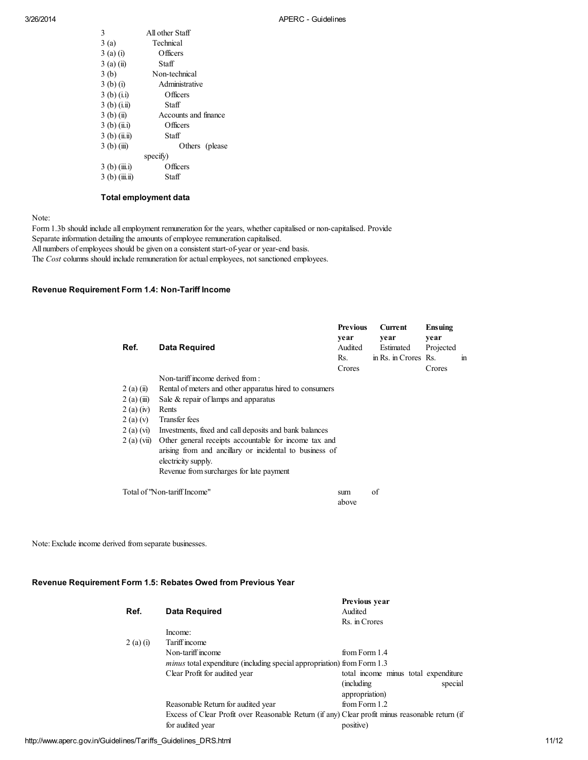| | |
|---|---|
| 3 | All other Staff |
| 3 (a) | Technical |
| 3 (a) (i) | Officers |
| 3 (a) (ii) | Staff |
| 3 (b) | Non-technical |
| 3 (b) (i) | Administrative |
| 3 (b) (i.i) | Officers |
| 3 (b) (i.ii) | Staff |
| 3 (b) (ii) | Accounts and finance |
| 3 (b) (ii.i) | Officers |
| 3 (b) (ii.ii) | Staff |
| 3 (b) (iii) | Others (please specify) |
| 3 (b) (iii.i) | Officers |
| 3 (b) (iii.ii) | Staff |
| | **Total employment data** |

Note:
Form 1.3b should include all employment remuneration for the years, whether capitalised or non-capitalised. Provide Separate information detailing the amounts of employee remuneration capitalised.
All numbers of employees should be given on a consistent start-of-year or year-end basis.
The *Cost* columns should include remuneration for actual employees, not sanctioned employees.

### Revenue Requirement Form 1.4: Non-Tariff Income

| Ref. | Data Required | **Previous year** Audited Rs. Crores | **Current year** Estimated in Rs. in Crores | **Ensuing year** Projected Rs. in Crores |
|---|---|---|---|---|
| | Non-tariff income derived from : | | | |
| 2 (a) (ii) | Rental of meters and other apparatus hired to consumers | | | |
| 2 (a) (iii) | Sale & repair of lamps and apparatus | | | |
| 2 (a) (iv) | Rents | | | |
| 2 (a) (v) | Transfer fees | | | |
| 2 (a) (vi) | Investments, fixed and call deposits and bank balances | | | |
| 2 (a) (vii) | Other general receipts accountable for income tax and arising from and ancillary or incidental to business of electricity supply. | | | |
| | Revenue from surcharges for late payment | | | |
| Total of "Non-tariff Income" | | sum of above | | |

Note: Exclude income derived from separate businesses.

### Revenue Requirement Form 1.5: Rebates Owed from Previous Year

| Ref. | Data Required | **Previous year** Audited Rs. in Crores |
|---|---|---|
| | Income: | |
| 2 (a) (i) | Tariff income | |
| | Non-tariff income | from Form 1.4 |
| | *minus* total expenditure (including special appropriation) | from Form 1.3 |
| | Clear Profit for audited year | total income minus total expenditure (including special appropriation) |
| | Reasonable Return for audited year | from Form 1.2 |
| | Excess of Clear Profit over Reasonable Return (if any) for audited year | Clear profit minus reasonable return (if positive) |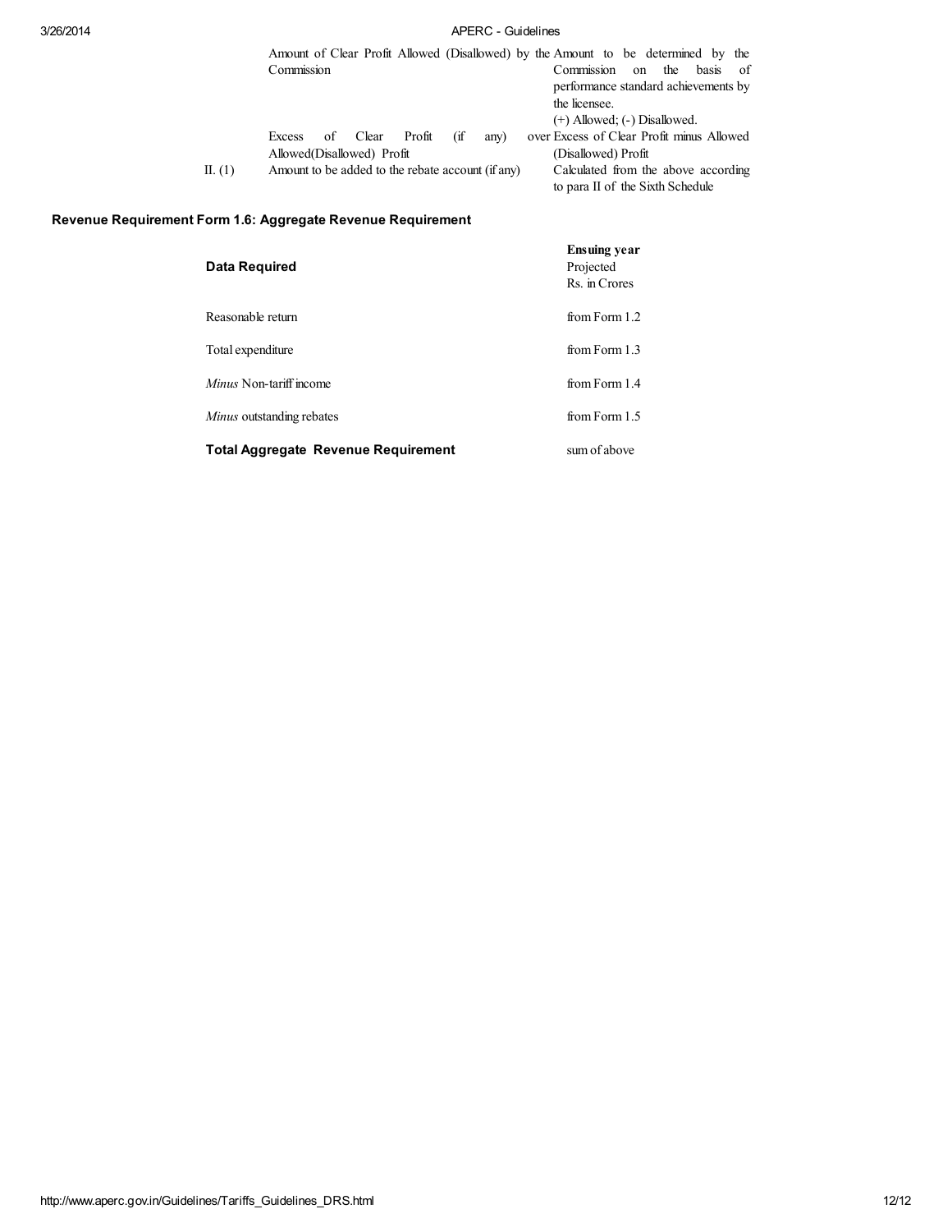| | | |
|---|---|---|
| | Amount of Clear Profit Allowed (Disallowed) by the Commission | Amount to be determined by the Commission on the basis of performance standard achievements by the licensee. (+) Allowed; (-) Disallowed. |
| | Excess of Clear Profit (if any) over Allowed(Disallowed) Profit | Excess of Clear Profit minus Allowed (Disallowed) Profit |
| II. (1) | Amount to be added to the rebate account (if any) | Calculated from the above according to para II of the Sixth Schedule |

### Revenue Requirement Form 1.6: Aggregate Revenue Requirement

| **Data Required** | **Ensuing year** Projected Rs. in Crores |
|---|---|
| Reasonable return | from Form 1.2 |
| Total expenditure | from Form 1.3 |
| *Minus* Non-tariff income | from Form 1.4 |
| *Minus* outstanding rebates | from Form 1.5 |
| **Total Aggregate Revenue Requirement** | sum of above |